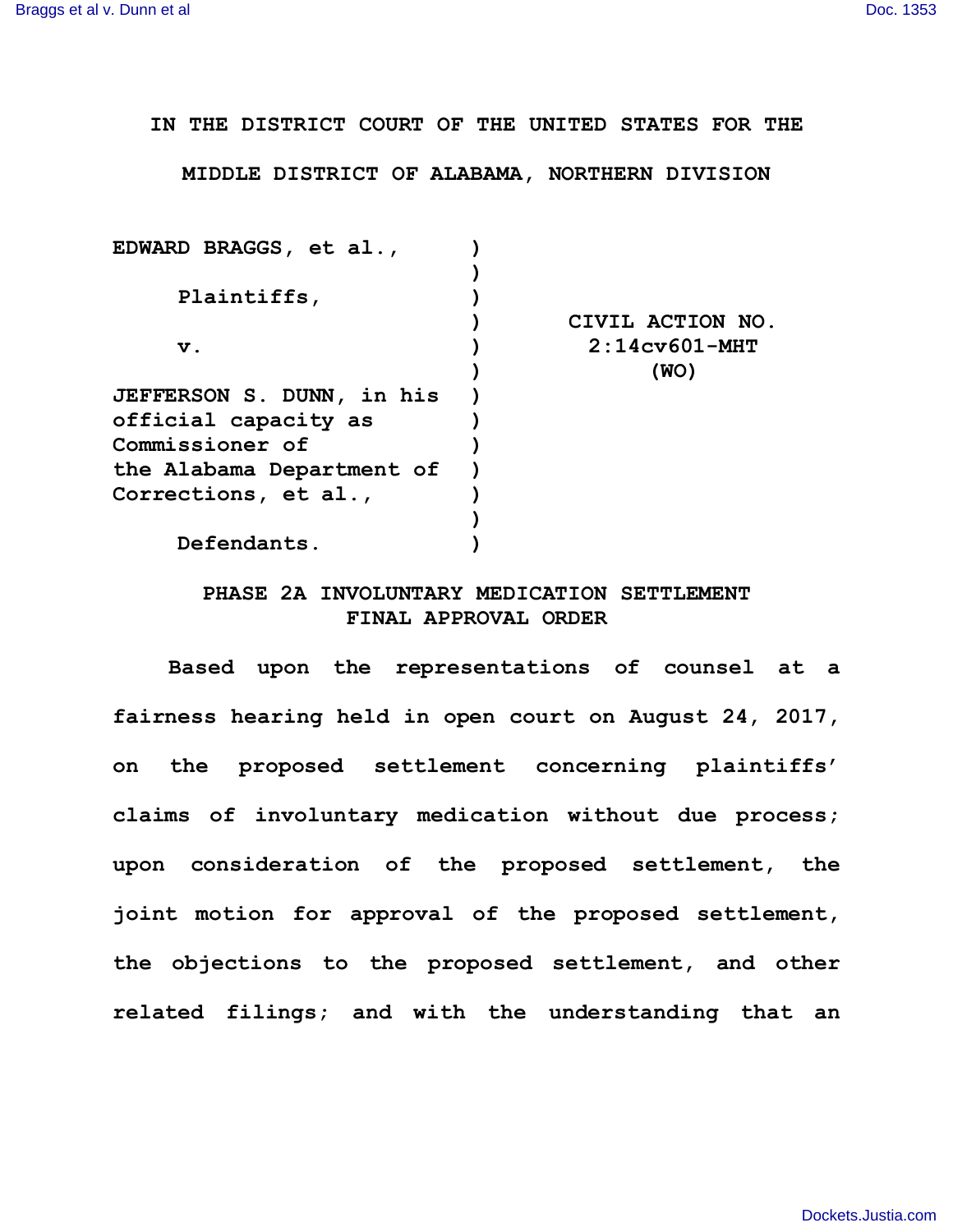IN THE DISTRICT COURT OF THE UNITED STATES FOR THE

MIDDLE DISTRICT OF ALABAMA, NORTHERN DIVISION

| | | |
|---|---|---|
| EDWARD BRAGGS, et al., | ) | |
| | ) | |
| Plaintiffs, | ) | |
| | ) | CIVIL ACTION NO. |
| v. | ) | 2:14cv601-MHT |
| | ) | (WO) |
| JEFFERSON S. DUNN, in his official capacity as Commissioner of the Alabama Department of Corrections, et al., | ) | |
| | ) | |
| Defendants. | ) | |

## PHASE 2A INVOLUNTARY MEDICATION SETTLEMENT FINAL APPROVAL ORDER

Based upon the representations of counsel at a fairness hearing held in open court on August 24, 2017, on the proposed settlement concerning plaintiffs' claims of involuntary medication without due process; upon consideration of the proposed settlement, the joint motion for approval of the proposed settlement, the objections to the proposed settlement, and other related filings; and with the understanding that an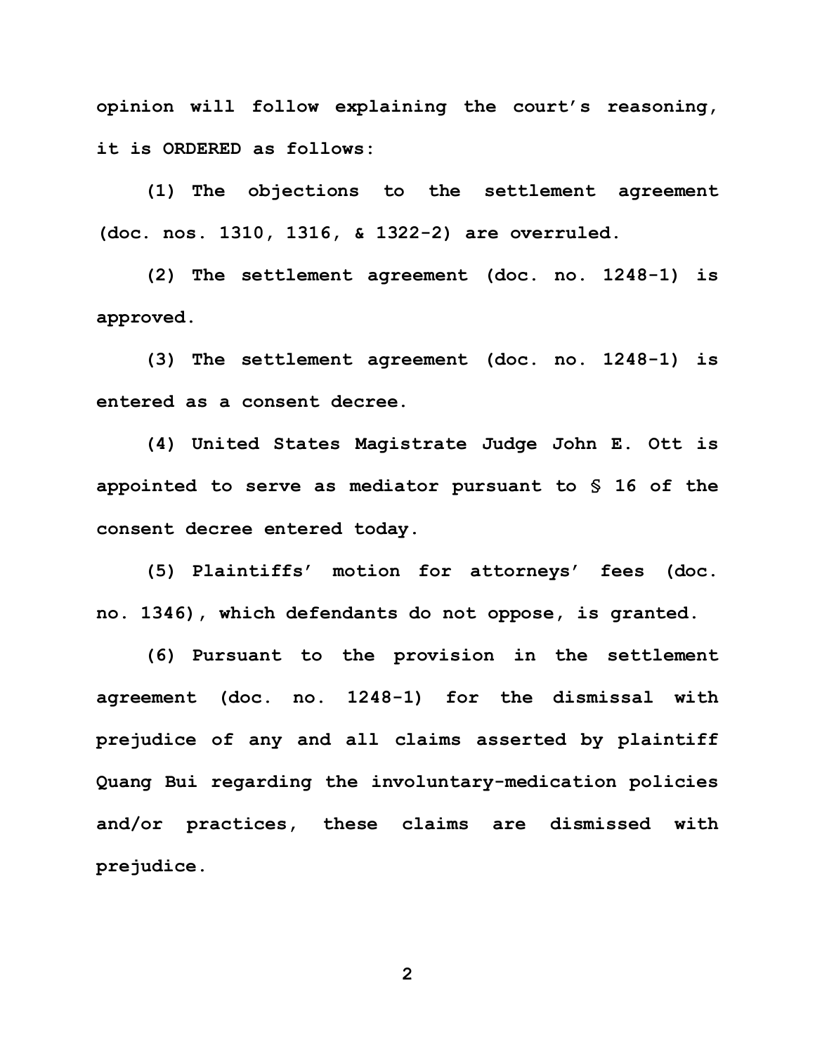**opinion will follow explaining the court's reasoning, it is ORDERED as follows:**

**(1) The objections to the settlement agreement (doc. nos. 1310, 1316, & 1322-2) are overruled.**

**(2) The settlement agreement (doc. no. 1248-1) is approved.**

**(3) The settlement agreement (doc. no. 1248-1) is entered as a consent decree.**

**(4) United States Magistrate Judge John E. Ott is appointed to serve as mediator pursuant to § 16 of the consent decree entered today.**

**(5) Plaintiffs' motion for attorneys' fees (doc. no. 1346), which defendants do not oppose, is granted.**

**(6) Pursuant to the provision in the settlement agreement (doc. no. 1248-1) for the dismissal with prejudice of any and all claims asserted by plaintiff Quang Bui regarding the involuntary-medication policies and/or practices, these claims are dismissed with prejudice.**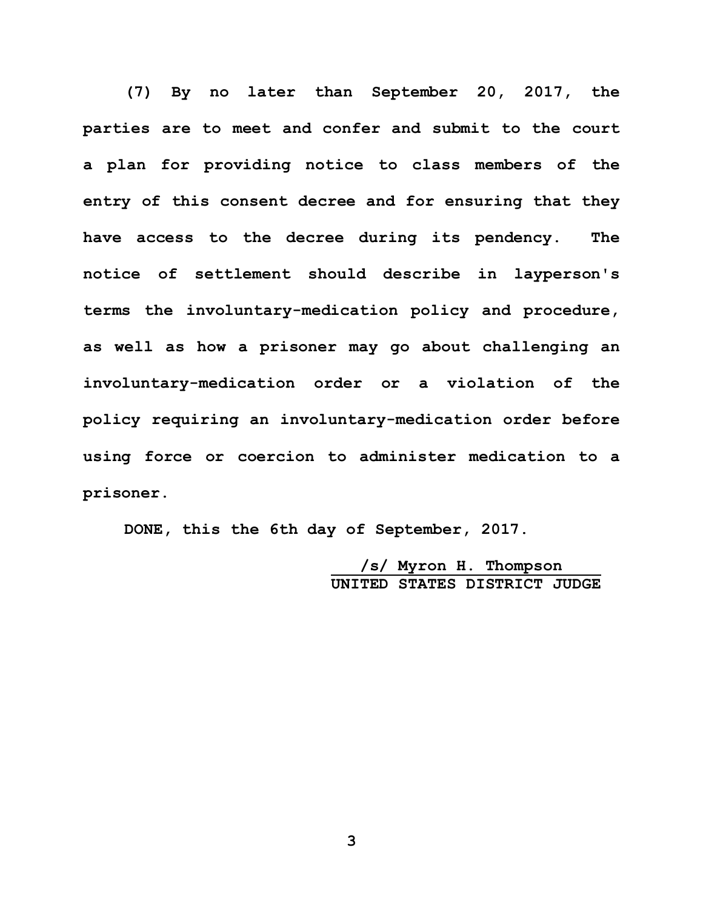**(7) By no later than September 20, 2017, the parties are to meet and confer and submit to the court a plan for providing notice to class members of the entry of this consent decree and for ensuring that they have access to the decree during its pendency. The notice of settlement should describe in layperson's terms the involuntary-medication policy and procedure, as well as how a prisoner may go about challenging an involuntary-medication order or a violation of the policy requiring an involuntary-medication order before using force or coercion to administer medication to a prisoner.**

**DONE, this the 6th day of September, 2017.**

**/s/ Myron H. Thompson**
**UNITED STATES DISTRICT JUDGE**